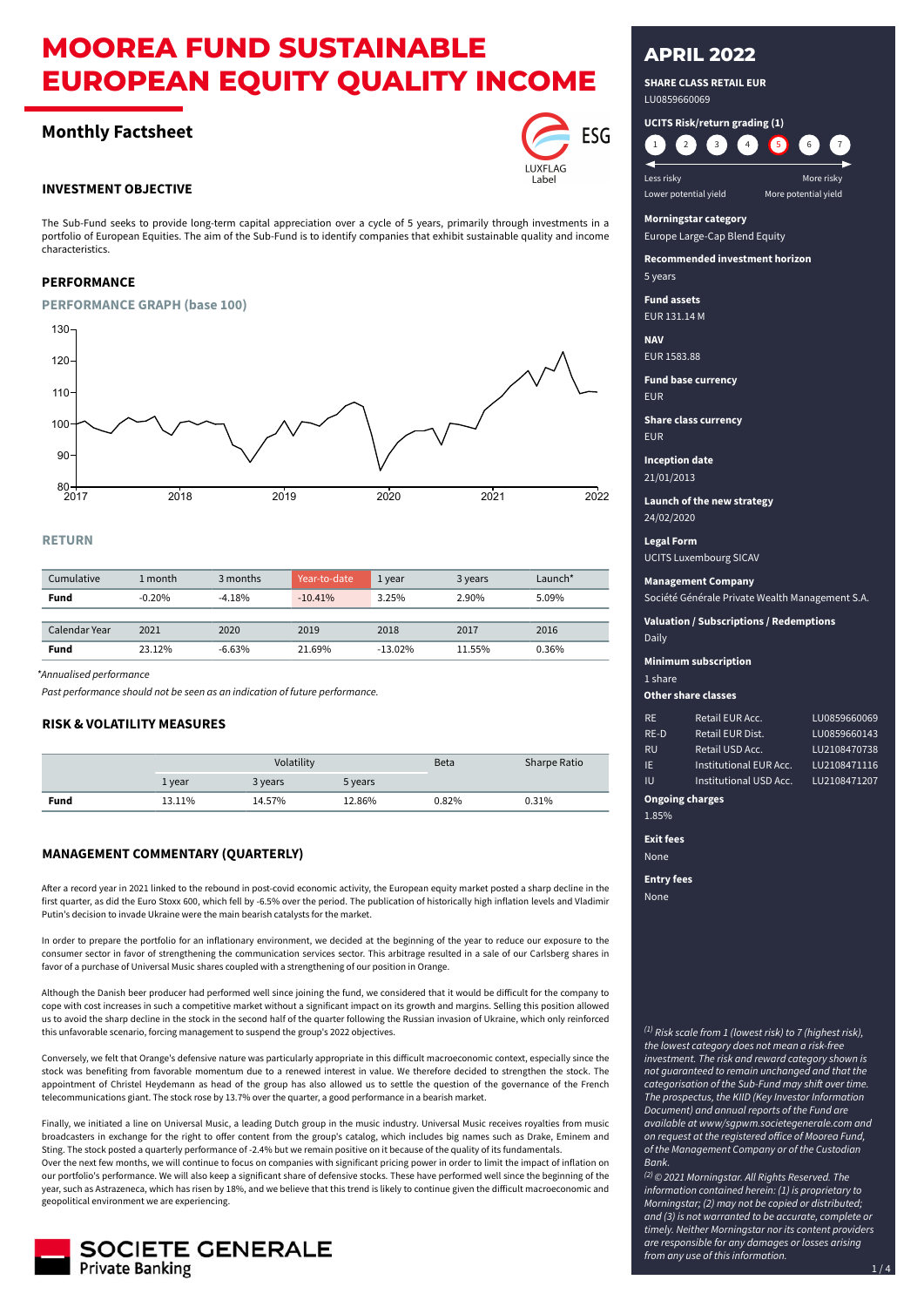# MOOREA FUND SUSTAINABLE EUROPEAN EQUITY QUALITY INCOME

## Monthly Factsheet

ESG
LUXFLAG Label

### INVESTMENT OBJECTIVE

The Sub-Fund seeks to provide long-term capital appreciation over a cycle of 5 years, primarily through investments in a portfolio of European Equities. The aim of the Sub-Fund is to identify companies that exhibit sustainable quality and income characteristics.

### PERFORMANCE

#### PERFORMANCE GRAPH (base 100)

#### RETURN

| Cumulative | 1 month | 3 months | Year-to-date | 1 year | 3 years | Launch* |
|---|---|---|---|---|---|---|
| **Fund** | -0.20% | -4.18% | -10.41% | 3.25% | 2.90% | 5.09% |

| Calendar Year | 2021 | 2020 | 2019 | 2018 | 2017 | 2016 |
|---|---|---|---|---|---|---|
| **Fund** | 23.12% | -6.63% | 21.69% | -13.02% | 11.55% | 0.36% |

*\*Annualised performance*

*Past performance should not be seen as an indication of future performance.*

### RISK & VOLATILITY MEASURES

| | Volatility | | | Beta | Sharpe Ratio |
|---|---|---|---|---|---|
| | 1 year | 3 years | 5 years | | |
| **Fund** | 13.11% | 14.57% | 12.86% | 0.82% | 0.31% |

### MANAGEMENT COMMENTARY (QUARTERLY)

After a record year in 2021 linked to the rebound in post-covid economic activity, the European equity market posted a sharp decline in the first quarter, as did the Euro Stoxx 600, which fell by -6.5% over the period. The publication of historically high inflation levels and Vladimir Putin's decision to invade Ukraine were the main bearish catalysts for the market.

In order to prepare the portfolio for an inflationary environment, we decided at the beginning of the year to reduce our exposure to the consumer sector in favor of strengthening the communication services sector. This arbitrage resulted in a sale of our Carlsberg shares in favor of a purchase of Universal Music shares coupled with a strengthening of our position in Orange.

Although the Danish beer producer had performed well since joining the fund, we considered that it would be difficult for the company to cope with cost increases in such a competitive market without a significant impact on its growth and margins. Selling this position allowed us to avoid the sharp decline in the stock in the second half of the quarter following the Russian invasion of Ukraine, which only reinforced this unfavorable scenario, forcing management to suspend the group's 2022 objectives.

Conversely, we felt that Orange's defensive nature was particularly appropriate in this difficult macroeconomic context, especially since the stock was benefiting from favorable momentum due to a renewed interest in value. We therefore decided to strengthen the stock. The appointment of Christel Heydemann as head of the group has also allowed us to settle the question of the governance of the French telecommunications giant. The stock rose by 13.7% over the quarter, a good performance in a bearish market.

Finally, we initiated a line on Universal Music, a leading Dutch group in the music industry. Universal Music receives royalties from music broadcasters in exchange for the right to offer content from the group's catalog, which includes big names such as Drake, Eminem and Sting. The stock posted a quarterly performance of -2.4% but we remain positive on it because of the quality of its fundamentals.
Over the next few months, we will continue to focus on companies with significant pricing power in order to limit the impact of inflation on our portfolio's performance. We will also keep a significant share of defensive stocks. These have performed well since the beginning of the year, such as Astrazeneca, which has risen by 18%, and we believe that this trend is likely to continue given the difficult macroeconomic and geopolitical environment we are experiencing.

SOCIETE GENERALE
Private Banking

## APRIL 2022

**SHARE CLASS RETAIL EUR**
LU0859660069

**UCITS Risk/return grading (1)**

1 2 3 4 **5** 6 7

Less risky — More risky
Lower potential yield — More potential yield

**Morningstar category**
Europe Large-Cap Blend Equity

**Recommended investment horizon**
5 years

**Fund assets**
EUR 131.14 M

**NAV**
EUR 1583.88

**Fund base currency**
EUR

**Share class currency**
EUR

**Inception date**
21/01/2013

**Launch of the new strategy**
24/02/2020

**Legal Form**
UCITS Luxembourg SICAV

**Management Company**
Société Générale Private Wealth Management S.A.

**Valuation / Subscriptions / Redemptions**
Daily

**Minimum subscription**
1 share

**Other share classes**

| | | |
|---|---|---|
| RE | Retail EUR Acc. | LU0859660069 |
| RE-D | Retail EUR Dist. | LU0859660143 |
| RU | Retail USD Acc. | LU2108470738 |
| IE | Institutional EUR Acc. | LU2108471116 |
| IU | Institutional USD Acc. | LU2108471207 |

**Ongoing charges**
1.85%

**Exit fees**
None

**Entry fees**
None

*[1] Risk scale from 1 (lowest risk) to 7 (highest risk), the lowest category does not mean a risk-free investment. The risk and reward category shown is not guaranteed to remain unchanged and that the categorisation of the Sub-Fund may shift over time. The prospectus, the KIID (Key Investor Information Document) and annual reports of the Fund are available at www/sgpwm.societegenerale.com and on request at the registered office of Moorea Fund, of the Management Company or of the Custodian Bank.*

*[2] © 2021 Morningstar. All Rights Reserved. The information contained herein: (1) is proprietary to Morningstar; (2) may not be copied or distributed; and (3) is not warranted to be accurate, complete or timely. Neither Morningstar nor its content providers are responsible for any damages or losses arising from any use of this information.*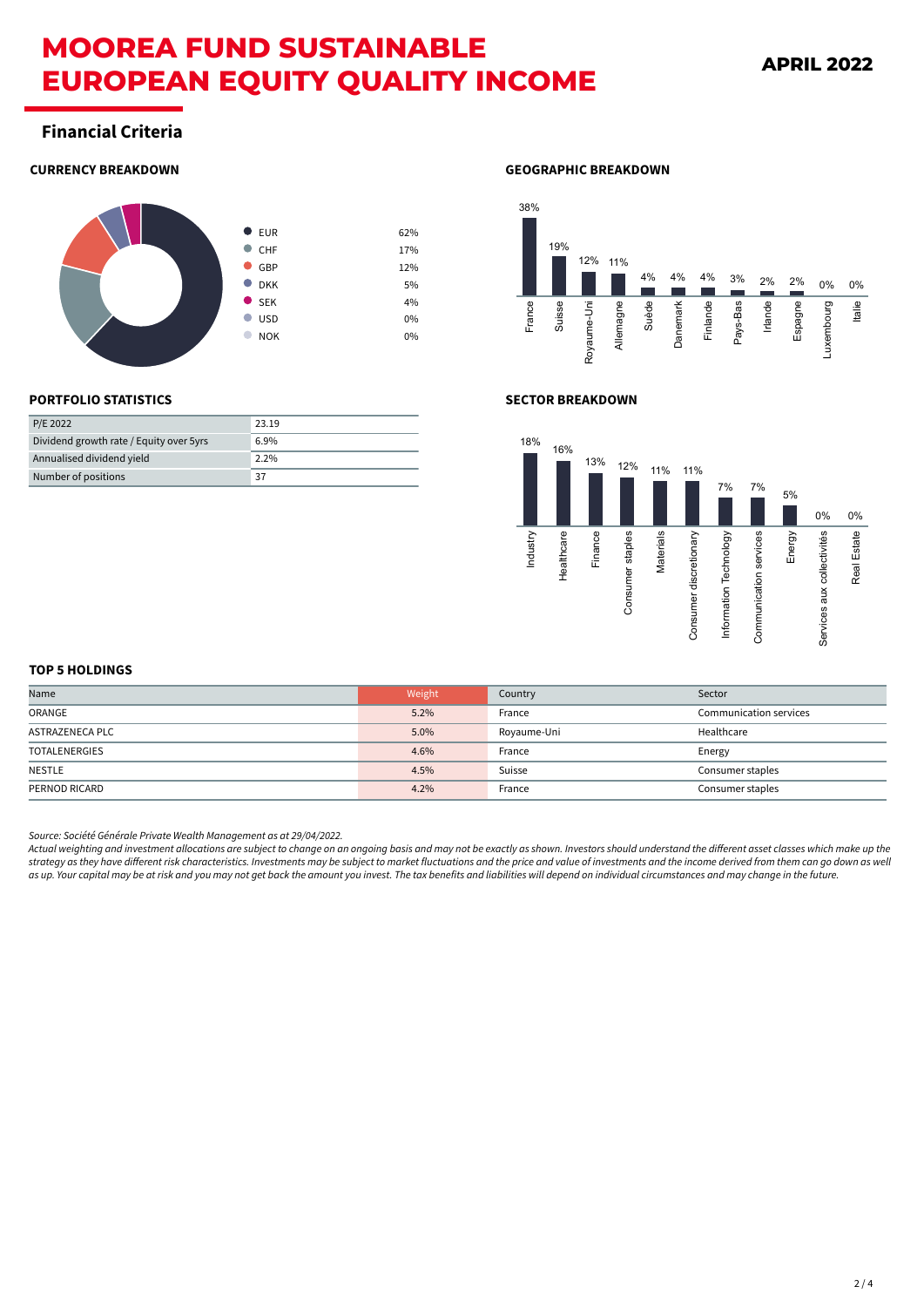# MOOREA FUND SUSTAINABLE EUROPEAN EQUITY QUALITY INCOME

**APRIL 2022**

## Financial Criteria

### CURRENCY BREAKDOWN

| Currency | % |
|---|---|
| EUR | 62% |
| CHF | 17% |
| GBP | 12% |
| DKK | 5% |
| SEK | 4% |
| USD | 0% |
| NOK | 0% |

### GEOGRAPHIC BREAKDOWN

| Country | % |
|---|---|
| France | 38% |
| Suisse | 19% |
| Royaume-Uni | 12% |
| Allemagne | 11% |
| Suède | 4% |
| Danemark | 4% |
| Finlande | 4% |
| Pays-Bas | 3% |
| Irlande | 2% |
| Espagne | 2% |
| Luxembourg | 0% |
| Italie | 0% |

### PORTFOLIO STATISTICS

| | |
|---|---|
| P/E 2022 | 23.19 |
| Dividend growth rate / Equity over 5yrs | 6.9% |
| Annualised dividend yield | 2.2% |
| Number of positions | 37 |

### SECTOR BREAKDOWN

| Sector | % |
|---|---|
| Industry | 18% |
| Healthcare | 16% |
| Finance | 13% |
| Consumer staples | 12% |
| Materials | 11% |
| Consumer discretionary | 11% |
| Information Technology | 7% |
| Communication services | 7% |
| Energy | 5% |
| Services aux collectivités | 0% |
| Real Estate | 0% |

### TOP 5 HOLDINGS

| Name | Weight | Country | Sector |
|---|---|---|---|
| ORANGE | 5.2% | France | Communication services |
| ASTRAZENECA PLC | 5.0% | Royaume-Uni | Healthcare |
| TOTALENERGIES | 4.6% | France | Energy |
| NESTLE | 4.5% | Suisse | Consumer staples |
| PERNOD RICARD | 4.2% | France | Consumer staples |

*Source: Société Générale Private Wealth Management as at 29/04/2022.*

*Actual weighting and investment allocations are subject to change on an ongoing basis and may not be exactly as shown. Investors should understand the different asset classes which make up the strategy as they have different risk characteristics. Investments may be subject to market fluctuations and the price and value of investments and the income derived from them can go down as well as up. Your capital may be at risk and you may not get back the amount you invest. The tax benefits and liabilities will depend on individual circumstances and may change in the future.*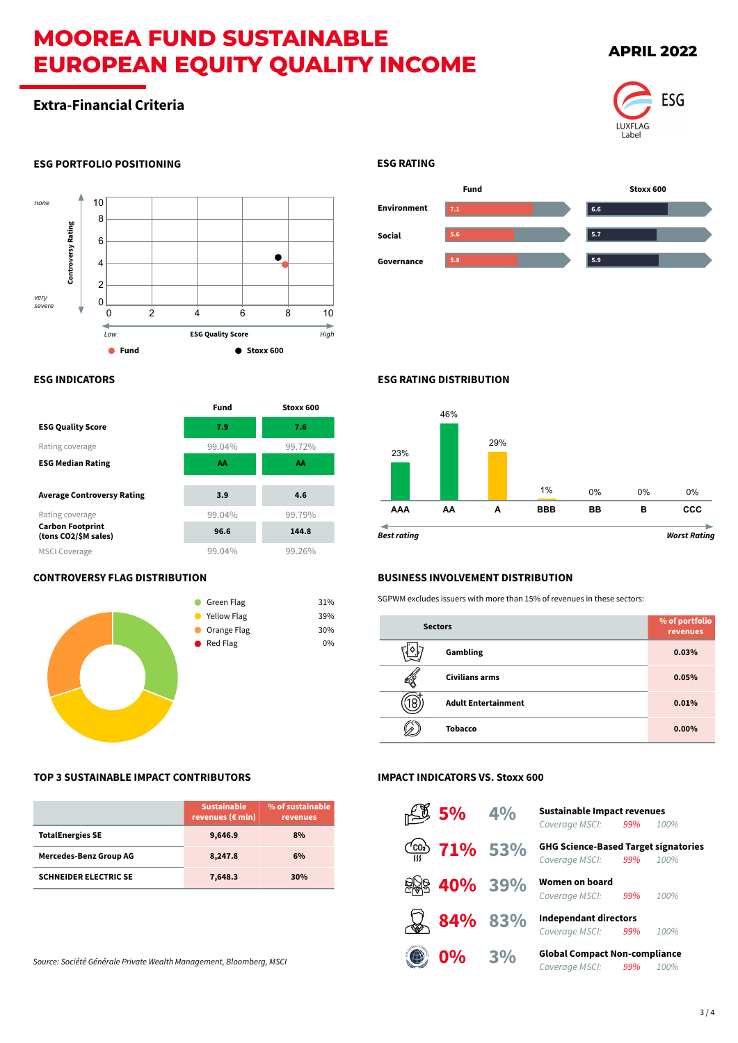# MOOREA FUND SUSTAINABLE EUROPEAN EQUITY QUALITY INCOME

**APRIL 2022**

## Extra-Financial Criteria

ESG LUXFLAG Label

### ESG PORTFOLIO POSITIONING

Controversy Rating: none (10) to very severe (0); ESG Quality Score: Low (0) to High (10)

● Fund ● Stoxx 600

### ESG RATING

| | Fund | Stoxx 600 |
|---|---|---|
| Environment | 7.1 | 6.6 |
| Social | 5.6 | 5.7 |
| Governance | 5.8 | 5.9 |

### ESG INDICATORS

| | Fund | Stoxx 600 |
|---|---|---|
| **ESG Quality Score** | 7.9 | 7.6 |
| Rating coverage | 99.04% | 99.72% |
| **ESG Median Rating** | AA | AA |
| **Average Controversy Rating** | 3.9 | 4.6 |
| Rating coverage | 99.04% | 99.79% |
| **Carbon Footprint (tons CO2/$M sales)** | 96.6 | 144.8 |
| MSCI Coverage | 99.04% | 99.26% |

### ESG RATING DISTRIBUTION

| AAA | AA | A | BBB | BB | B | CCC |
|---|---|---|---|---|---|---|
| 23% | 46% | 29% | 1% | 0% | 0% | 0% |

*Best rating* → *Worst Rating*

### CONTROVERSY FLAG DISTRIBUTION

| Flag | % |
|---|---|
| Green Flag | 31% |
| Yellow Flag | 39% |
| Orange Flag | 30% |
| Red Flag | 0% |

### BUSINESS INVOLVEMENT DISTRIBUTION

SGPWM excludes issuers with more than 15% of revenues in these sectors:

| Sectors | % of portfolio revenues |
|---|---|
| Gambling | 0.03% |
| Civilians arms | 0.05% |
| Adult Entertainment | 0.01% |
| Tobacco | 0.00% |

### TOP 3 SUSTAINABLE IMPACT CONTRIBUTORS

| | Sustainable revenues (€ mln) | % of sustainable revenues |
|---|---|---|
| TotalEnergies SE | 9,646.9 | 8% |
| Mercedes-Benz Group AG | 8,247.8 | 6% |
| SCHNEIDER ELECTRIC SE | 7,648.3 | 30% |

### IMPACT INDICATORS VS. Stoxx 600

| Fund | Stoxx 600 | Indicator | Coverage MSCI: Fund | Coverage MSCI: Stoxx 600 |
|---|---|---|---|---|
| 5% | 4% | **Sustainable Impact revenues** | 99% | 100% |
| 71% | 53% | **GHG Science-Based Target signatories** | 99% | 100% |
| 40% | 39% | **Women on board** | 99% | 100% |
| 84% | 83% | **Independant directors** | 99% | 100% |
| 0% | 3% | **Global Compact Non-compliance** | 99% | 100% |

*Source: Société Générale Private Wealth Management, Bloomberg, MSCI*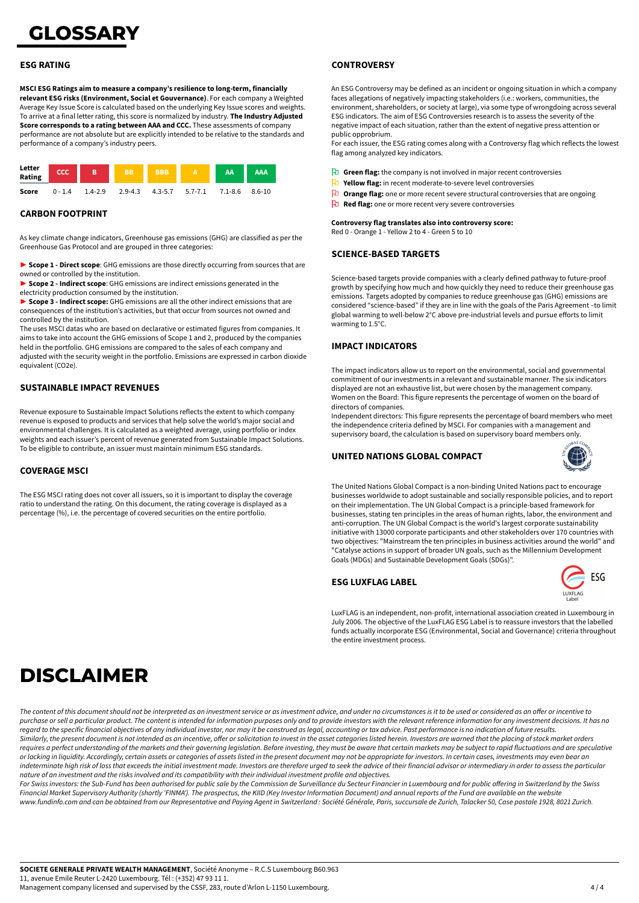# GLOSSARY

## ESG RATING

**MSCI ESG Ratings aim to measure a company's resilience to long-term, financially relevant ESG risks (Environment, Social et Gouvernance)**. For each company a Weighted Average Key Issue Score is calculated based on the underlying Key Issue scores and weights. To arrive at a final letter rating, this score is normalized by industry. **The Industry Adjusted Score corresponds to a rating between AAA and CCC.** These assessments of company performance are not absolute but are explicitly intended to be relative to the standards and performance of a company's industry peers.

| Letter Rating | CCC | B | BB | BBB | A | AA | AAA |
|---|---|---|---|---|---|---|---|
| Score | 0 - 1.4 | 1.4-2.9 | 2.9-4.3 | 4.3-5.7 | 5.7-7.1 | 7.1-8.6 | 8.6-10 |

## CARBON FOOTPRINT

As key climate change indicators, Greenhouse gas emissions (GHG) are classified as per the Greenhouse Gas Protocol and are grouped in three categories:

► **Scope 1 - Direct scope**: GHG emissions are those directly occurring from sources that are owned or controlled by the institution.
► **Scope 2 - Indirect scope**: GHG emissions are indirect emissions generated in the electricity production consumed by the institution.
► **Scope 3 - Indirect scope:** GHG emissions are all the other indirect emissions that are consequences of the institution's activities, but that occur from sources not owned and controlled by the institution.
The uses MSCI datas who are based on declarative or estimated figures from companies. It aims to take into account the GHG emissions of Scope 1 and 2, produced by the companies held in the portfolio. GHG emissions are compared to the sales of each company and adjusted with the security weight in the portfolio. Emissions are expressed in carbon dioxide equivalent (CO2e).

## SUSTAINABLE IMPACT REVENUES

Revenue exposure to Sustainable Impact Solutions reflects the extent to which company revenue is exposed to products and services that help solve the world's major social and environmental challenges. It is calculated as a weighted average, using portfolio or index weights and each issuer's percent of revenue generated from Sustainable Impact Solutions. To be eligible to contribute, an issuer must maintain minimum ESG standards.

## COVERAGE MSCI

The ESG MSCI rating does not cover all issuers, so it is important to display the coverage ratio to understand the rating. On this document, the rating coverage is displayed as a percentage (%), i.e. the percentage of covered securities on the entire portfolio.

## CONTROVERSY

An ESG Controversy may be defined as an incident or ongoing situation in which a company faces allegations of negatively impacting stakeholders (i.e.: workers, communities, the environment, shareholders, or society at large), via some type of wrongdoing across several ESG indicators. The aim of ESG Controversies research is to assess the severity of the negative impact of each situation, rather than the extent of negative press attention or public opprobrium.
For each issuer, the ESG rating comes along with a Controversy flag which reflects the lowest flag among analyzed key indicators.

- **Green flag:** the company is not involved in major recent controversies
- **Yellow flag:** in recent moderate-to-severe level controversies
- **Orange flag:** one or more recent severe structural controversies that are ongoing
- **Red flag:** one or more recent very severe controversies

**Controversy flag translates also into controversy score:**
Red 0 - Orange 1 - Yellow 2 to 4 - Green 5 to 10

## SCIENCE-BASED TARGETS

Science-based targets provide companies with a clearly defined pathway to future-proof growth by specifying how much and how quickly they need to reduce their greenhouse gas emissions. Targets adopted by companies to reduce greenhouse gas (GHG) emissions are considered "science-based" if they are in line with the goals of the Paris Agreement –to limit global warming to well-below 2°C above pre-industrial levels and pursue efforts to limit warming to 1.5°C.

## IMPACT INDICATORS

The impact indicators allow us to report on the environmental, social and governmental commitment of our investments in a relevant and sustainable manner. The six indicators displayed are not an exhaustive list, but were chosen by the management company.
Women on the Board: This figure represents the percentage of women on the board of directors of companies.
Independent directors: This figure represents the percentage of board members who meet the independence criteria defined by MSCI. For companies with a management and supervisory board, the calculation is based on supervisory board members only.

## UNITED NATIONS GLOBAL COMPACT

The United Nations Global Compact is a non-binding United Nations pact to encourage businesses worldwide to adopt sustainable and socially responsible policies, and to report on their implementation. The UN Global Compact is a principle-based framework for businesses, stating ten principles in the areas of human rights, labor, the environment and anti-corruption. The UN Global Compact is the world's largest corporate sustainability initiative with 13000 corporate participants and other stakeholders over 170 countries with two objectives: "Mainstream the ten principles in business activities around the world" and "Catalyse actions in support of broader UN goals, such as the Millennium Development Goals (MDGs) and Sustainable Development Goals (SDGs)".

## ESG LUXFLAG LABEL

LuxFLAG is an independent, non-profit, international association created in Luxembourg in July 2006. The objective of the LuxFLAG ESG Label is to reassure investors that the labelled funds actually incorporate ESG (Environmental, Social and Governance) criteria throughout the entire investment process.

# DISCLAIMER

*The content of this document should not be interpreted as an investment service or as investment advice, and under no circumstances is it to be used or considered as an offer or incentive to purchase or sell a particular product. The content is intended for information purposes only and to provide investors with the relevant reference information for any investment decisions. It has no regard to the specific financial objectives of any individual investor, nor may it be construed as legal, accounting or tax advice. Past performance is no indication of future results.*
*Similarly, the present document is not intended as an incentive, offer or solicitation to invest in the asset categories listed herein. Investors are warned that the placing of stock market orders requires a perfect understanding of the markets and their governing legislation. Before investing, they must be aware that certain markets may be subject to rapid fluctuations and are speculative or lacking in liquidity. Accordingly, certain assets or categories of assets listed in the present document may not be appropriate for investors. In certain cases, investments may even bear an indeterminate high risk of loss that exceeds the initial investment made. Investors are therefore urged to seek the advice of their financial advisor or intermediary in order to assess the particular nature of an investment and the risks involved and its compatibility with their individual investment profile and objectives.*
*For Swiss investors: the Sub-Fund has been authorised for public sale by the Commission de Surveillance du Secteur Financier in Luxembourg and for public offering in Switzerland by the Swiss Financial Market Supervisory Authority (shortly 'FINMA'). The prospectus, the KIID (Key Investor Information Document) and annual reports of the Fund are available on the website www.fundinfo.com and can be obtained from our Representative and Paying Agent in Switzerland : Société Générale, Paris, succursale de Zurich, Talacker 50, Case postale 1928, 8021 Zurich.*

**SOCIETE GENERALE PRIVATE WEALTH MANAGEMENT**, Société Anonyme – R.C.S Luxembourg B60.963
11, avenue Emile Reuter L-2420 Luxembourg. Tél : (+352) 47 93 11 1.
Management company licensed and supervised by the CSSF, 283, route d'Arlon L-1150 Luxembourg.